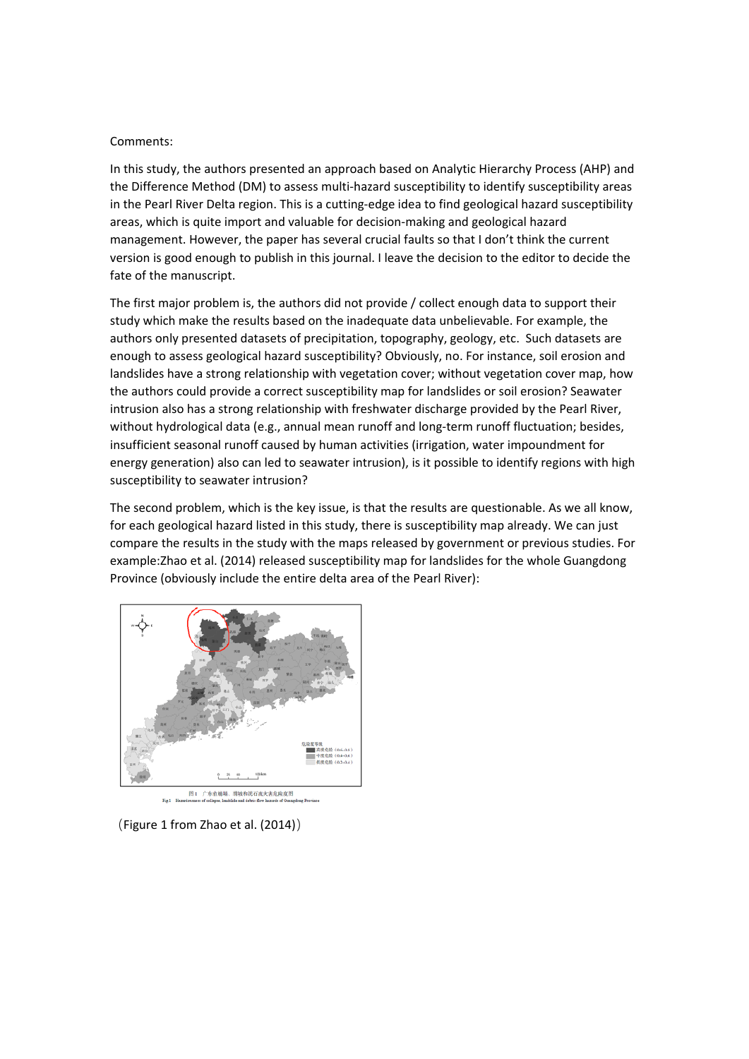Comments:

In this study, the authors presented an approach based on Analytic Hierarchy Process (AHP) and the Difference Method (DM) to assess multi-hazard susceptibility to identify susceptibility areas in the Pearl River Delta region. This is a cutting-edge idea to find geological hazard susceptibility areas, which is quite import and valuable for decision-making and geological hazard management. However, the paper has several crucial faults so that I don't think the current version is good enough to publish in this journal. I leave the decision to the editor to decide the fate of the manuscript.

The first major problem is, the authors did not provide / collect enough data to support their study which make the results based on the inadequate data unbelievable. For example, the authors only presented datasets of precipitation, topography, geology, etc. Such datasets are enough to assess geological hazard susceptibility? Obviously, no. For instance, soil erosion and landslides have a strong relationship with vegetation cover; without vegetation cover map, how the authors could provide a correct susceptibility map for landslides or soil erosion? Seawater intrusion also has a strong relationship with freshwater discharge provided by the Pearl River, without hydrological data (e.g., annual mean runoff and long-term runoff fluctuation; besides, insufficient seasonal runoff caused by human activities (irrigation, water impoundment for energy generation) also can led to seawater intrusion), is it possible to identify regions with high susceptibility to seawater intrusion?

The second problem, which is the key issue, is that the results are questionable. As we all know, for each geological hazard listed in this study, there is susceptibility map already. We can just compare the results in the study with the maps released by government or previous studies. For example:Zhao et al. (2014) released susceptibility map for landslides for the whole Guangdong Province (obviously include the entire delta area of the Pearl River):

图 1 广东省崩塌、滑坡和泥石流灾害危险度图

Fig.1 Hazardousness of collapse, landslide and debris flow hazards of Guangdong Province

（Figure 1 from Zhao et al. (2014)）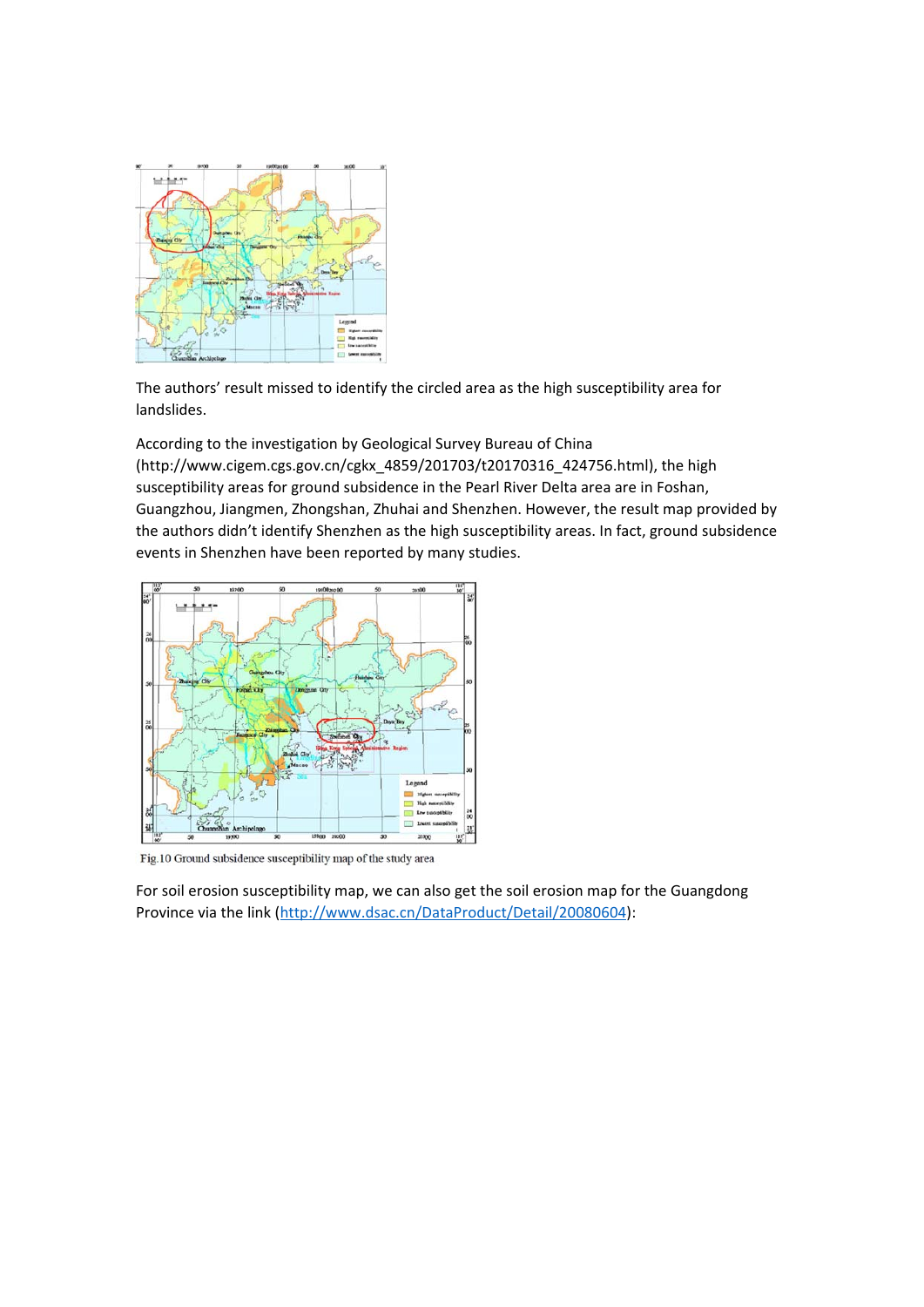The authors' result missed to identify the circled area as the high susceptibility area for landslides.

According to the investigation by Geological Survey Bureau of China (http://www.cigem.cgs.gov.cn/cgkx_4859/201703/t20170316_424756.html), the high susceptibility areas for ground subsidence in the Pearl River Delta area are in Foshan, Guangzhou, Jiangmen, Zhongshan, Zhuhai and Shenzhen. However, the result map provided by the authors didn't identify Shenzhen as the high susceptibility areas. In fact, ground subsidence events in Shenzhen have been reported by many studies.

Fig.10 Ground subsidence susceptibility map of the study area

For soil erosion susceptibility map, we can also get the soil erosion map for the Guangdong Province via the link (http://www.dsac.cn/DataProduct/Detail/20080604):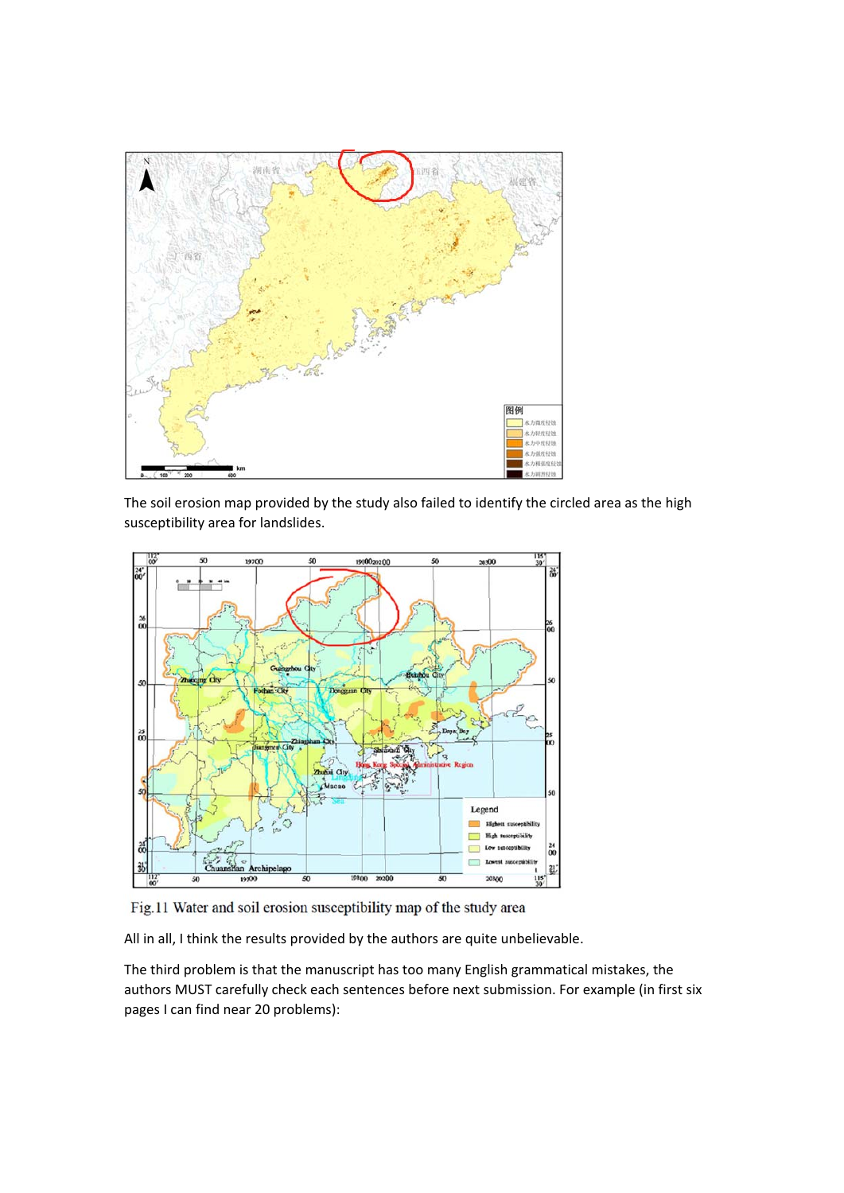The soil erosion map provided by the study also failed to identify the circled area as the high susceptibility area for landslides.

Fig.11 Water and soil erosion susceptibility map of the study area

All in all, I think the results provided by the authors are quite unbelievable.

The third problem is that the manuscript has too many English grammatical mistakes, the authors MUST carefully check each sentences before next submission. For example (in first six pages I can find near 20 problems):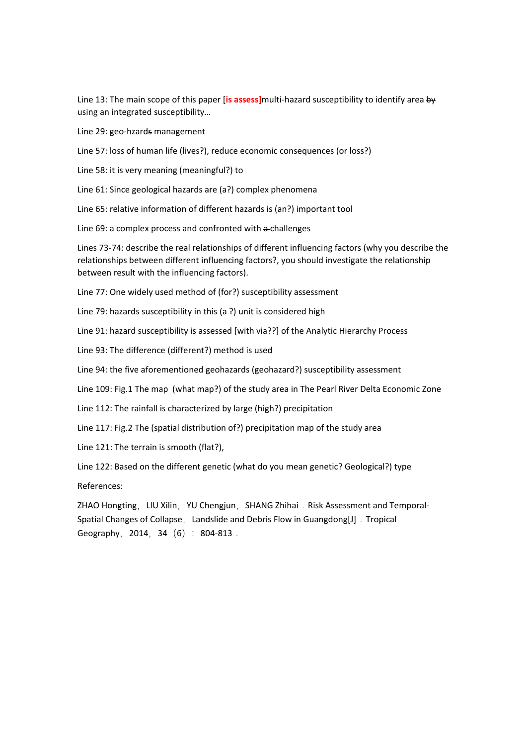Line 13: The main scope of this paper [**is assess]**multi-hazard susceptibility to identify area ~~by~~ using an integrated susceptibility…

Line 29: geo-hzard~~s~~ management

Line 57: loss of human life (lives?), reduce economic consequences (or loss?)

Line 58: it is very meaning (meaningful?) to

Line 61: Since geological hazards are (a?) complex phenomena

Line 65: relative information of different hazards is (an?) important tool

Line 69: a complex process and confronted with ~~a~~ challenges

Lines 73-74: describe the real relationships of different influencing factors (why you describe the relationships between different influencing factors?, you should investigate the relationship between result with the influencing factors).

Line 77: One widely used method of (for?) susceptibility assessment

Line 79: hazards susceptibility in this (a ?) unit is considered high

Line 91: hazard susceptibility is assessed [with via??] of the Analytic Hierarchy Process

Line 93: The difference (different?) method is used

Line 94: the five aforementioned geohazards (geohazard?) susceptibility assessment

Line 109: Fig.1 The map (what map?) of the study area in The Pearl River Delta Economic Zone

Line 112: The rainfall is characterized by large (high?) precipitation

Line 117: Fig.2 The (spatial distribution of?) precipitation map of the study area

Line 121: The terrain is smooth (flat?),

Line 122: Based on the different genetic (what do you mean genetic? Geological?) type

References:

ZHAO Hongting， LIU Xilin， YU Chengjun， SHANG Zhihai ．Risk Assessment and Temporal-Spatial Changes of Collapse， Landslide and Debris Flow in Guangdong[J] ．Tropical Geography， 2014， 34（6）： 804-813 ．